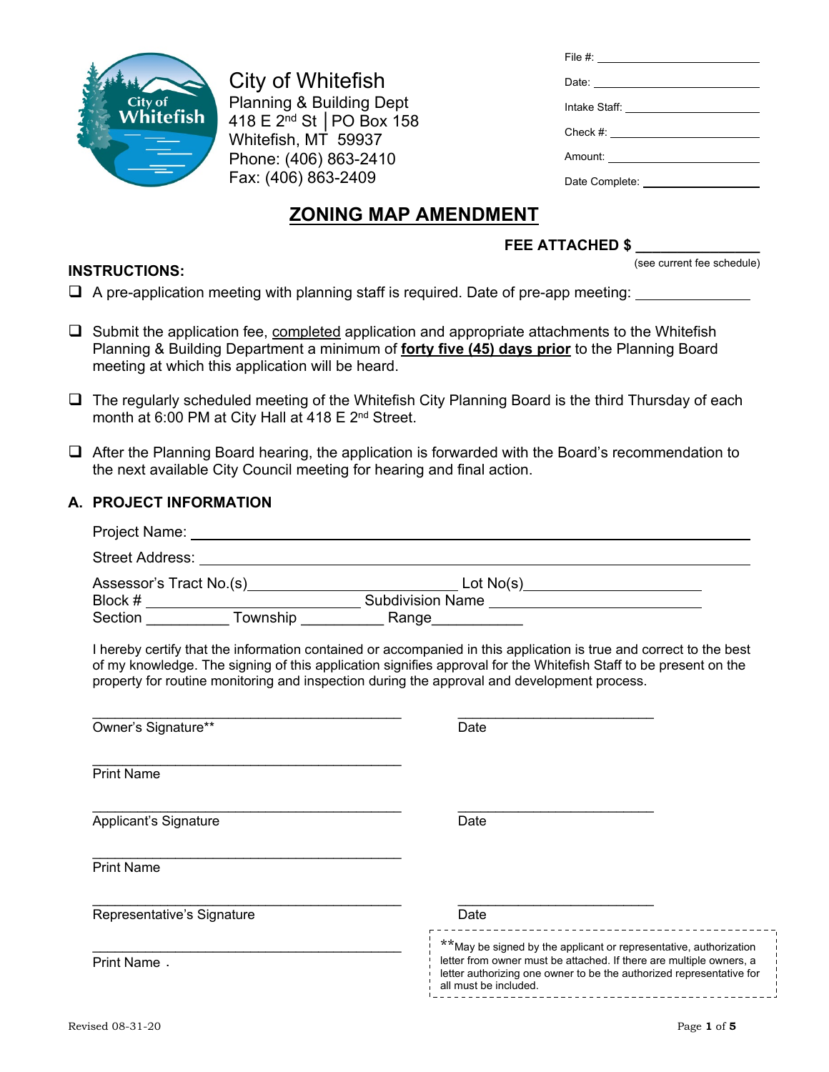City of Whitefish
Planning & Building Dept
418 E 2nd St │PO Box 158
Whitefish, MT 59937
Phone: (406) 863-2410
Fax: (406) 863-2409

File #: ____________________

Date: ____________________

Intake Staff: ____________________

Check #: ____________________

Amount: ____________________

Date Complete: ____________________

# ZONING MAP AMENDMENT

**FEE ATTACHED $ ______________**
(see current fee schedule)

**INSTRUCTIONS:**

- ❑ A pre-application meeting with planning staff is required. Date of pre-app meeting: ______________
- ❑ Submit the application fee, completed application and appropriate attachments to the Whitefish Planning & Building Department a minimum of **forty five (45) days prior** to the Planning Board meeting at which this application will be heard.
- ❑ The regularly scheduled meeting of the Whitefish City Planning Board is the third Thursday of each month at 6:00 PM at City Hall at 418 E 2nd Street.
- ❑ After the Planning Board hearing, the application is forwarded with the Board's recommendation to the next available City Council meeting for hearing and final action.

## A. PROJECT INFORMATION

Project Name: ________________________________________

Street Address: ________________________________________

Assessor's Tract No.(s) ______________________ Lot No(s) ______________________
Block # ______________________ Subdivision Name ______________________
Section __________ Township __________ Range __________

I hereby certify that the information contained or accompanied in this application is true and correct to the best of my knowledge. The signing of this application signifies approval for the Whitefish Staff to be present on the property for routine monitoring and inspection during the approval and development process.

________________________________________ ________________________
Owner's Signature** Date

________________________________________
Print Name

________________________________________ ________________________
Applicant's Signature Date

________________________________________
Print Name

________________________________________ ________________________
Representative's Signature Date

________________________________________
Print Name .

**May be signed by the applicant or representative, authorization letter from owner must be attached. If there are multiple owners, a letter authorizing one owner to be the authorized representative for all must be included.

Revised 08-31-20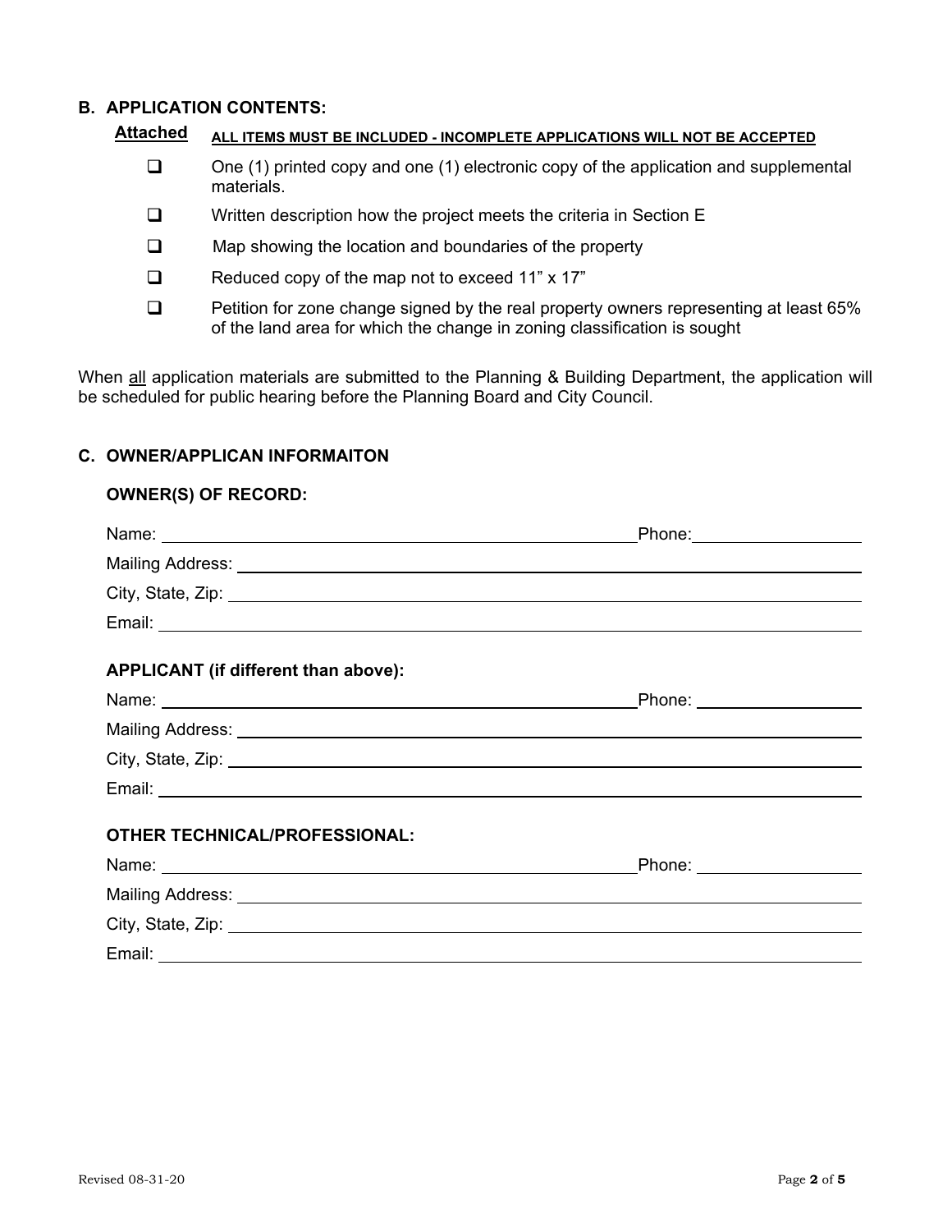## B. APPLICATION CONTENTS:

**Attached** **ALL ITEMS MUST BE INCLUDED - INCOMPLETE APPLICATIONS WILL NOT BE ACCEPTED**

- ❑ One (1) printed copy and one (1) electronic copy of the application and supplemental materials.
- ❑ Written description how the project meets the criteria in Section E
- ❑ Map showing the location and boundaries of the property
- ❑ Reduced copy of the map not to exceed 11" x 17"
- ❑ Petition for zone change signed by the real property owners representing at least 65% of the land area for which the change in zoning classification is sought

When all application materials are submitted to the Planning & Building Department, the application will be scheduled for public hearing before the Planning Board and City Council.

## C. OWNER/APPLICAN INFORMAITON

**OWNER(S) OF RECORD:**

Name: ______________________________ Phone: ______________

Mailing Address: ______________________________

City, State, Zip: ______________________________

Email: ______________________________

**APPLICANT (if different than above):**

Name: ______________________________ Phone: ______________

Mailing Address: ______________________________

City, State, Zip: ______________________________

Email: ______________________________

**OTHER TECHNICAL/PROFESSIONAL:**

Name: ______________________________ Phone: ______________

Mailing Address: ______________________________

City, State, Zip: ______________________________

Email: ______________________________

Revised 08-31-20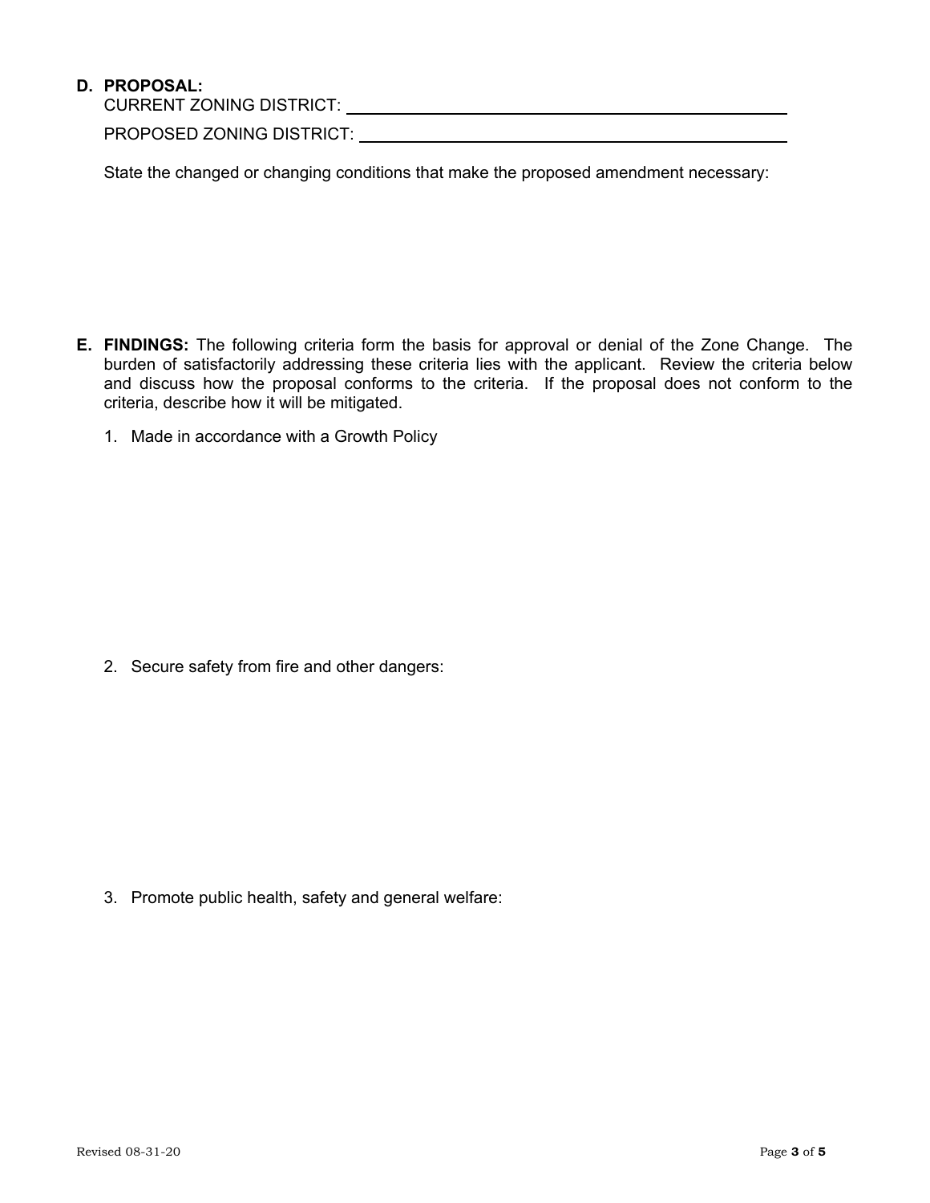**D. PROPOSAL:**

CURRENT ZONING DISTRICT: ______________________________________________

PROPOSED ZONING DISTRICT: ______________________________________________

State the changed or changing conditions that make the proposed amendment necessary:

**E. FINDINGS:** The following criteria form the basis for approval or denial of the Zone Change. The burden of satisfactorily addressing these criteria lies with the applicant. Review the criteria below and discuss how the proposal conforms to the criteria. If the proposal does not conform to the criteria, describe how it will be mitigated.

1. Made in accordance with a Growth Policy

2. Secure safety from fire and other dangers:

3. Promote public health, safety and general welfare:

Revised 08-31-20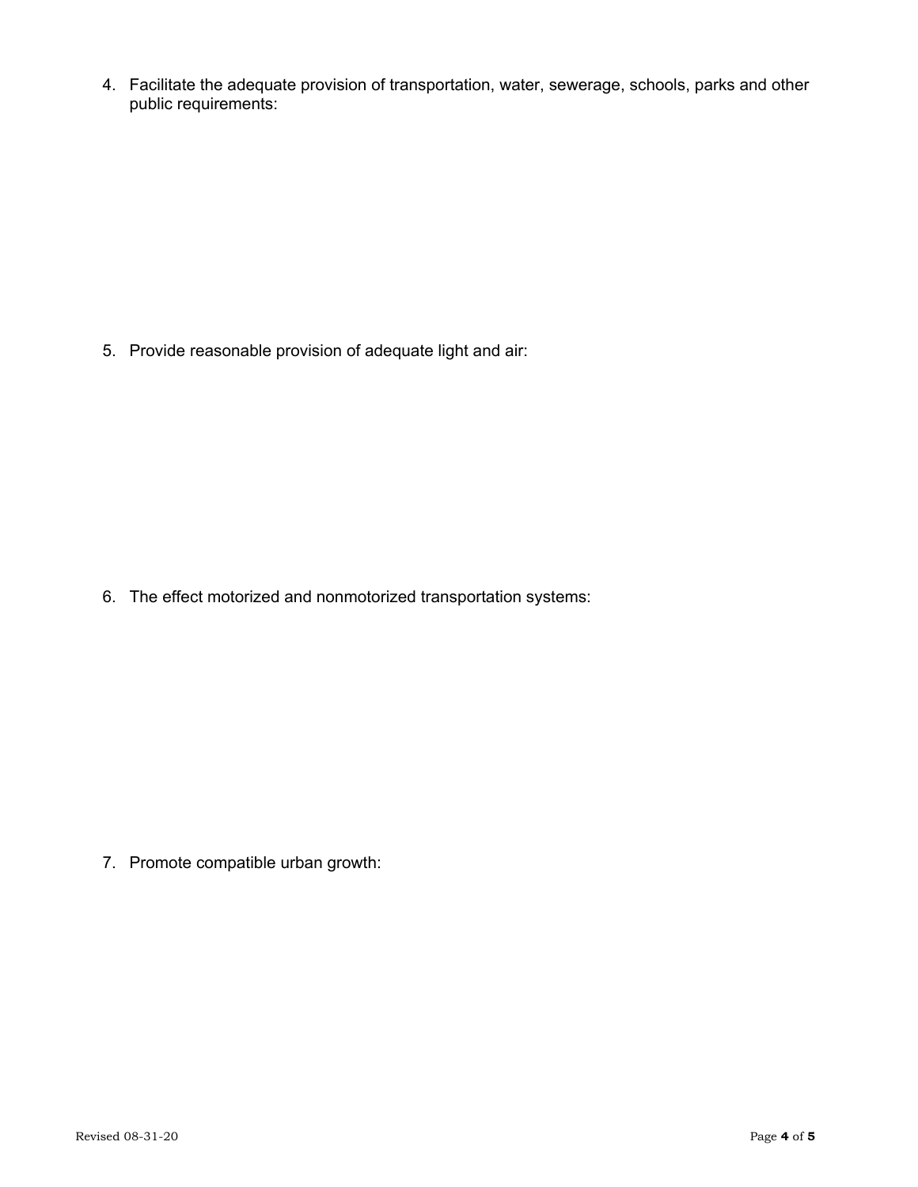4. Facilitate the adequate provision of transportation, water, sewerage, schools, parks and other public requirements:

5. Provide reasonable provision of adequate light and air:

6. The effect motorized and nonmotorized transportation systems:

7. Promote compatible urban growth: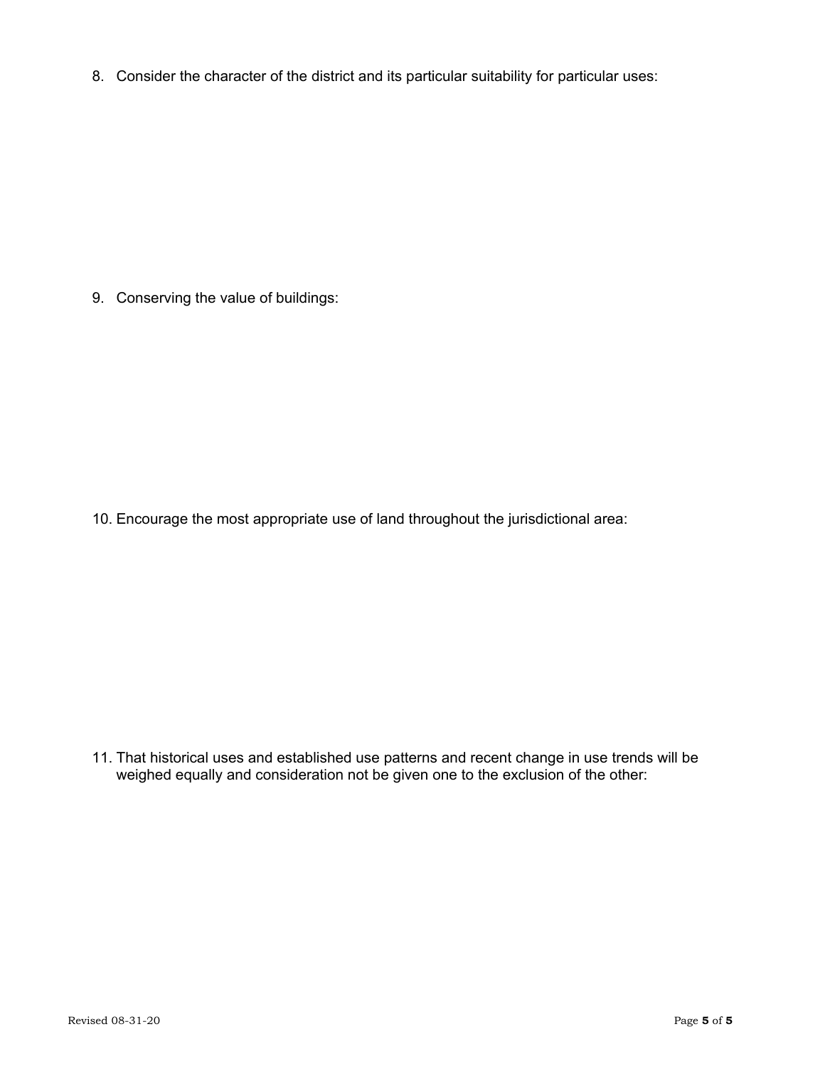8. Consider the character of the district and its particular suitability for particular uses:

9. Conserving the value of buildings:

10. Encourage the most appropriate use of land throughout the jurisdictional area:

11. That historical uses and established use patterns and recent change in use trends will be weighed equally and consideration not be given one to the exclusion of the other:

Revised 08-31-20